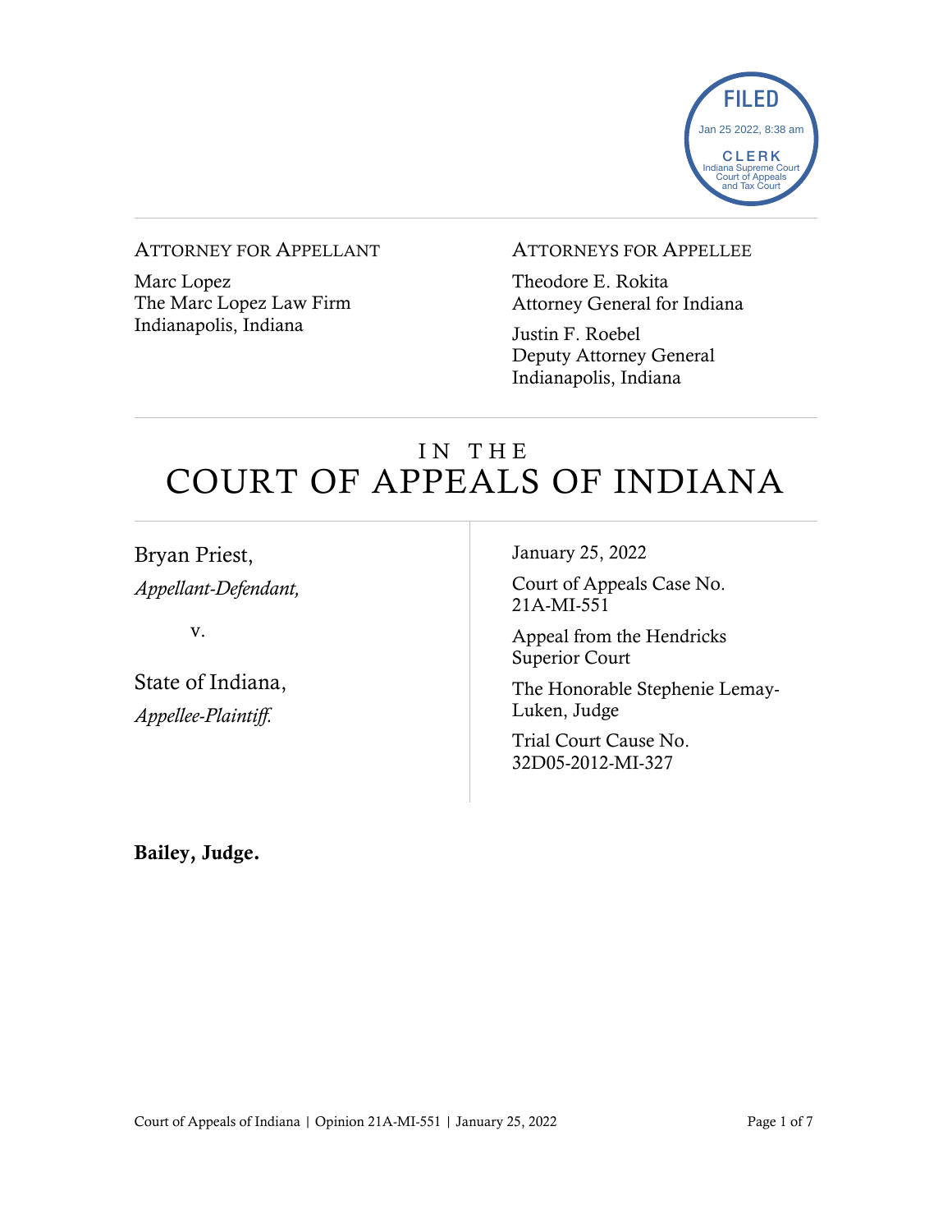FILED
Jan 25 2022, 8:38 am
CLERK
Indiana Supreme Court
Court of Appeals
and Tax Court

ATTORNEY FOR APPELLANT

Marc Lopez
The Marc Lopez Law Firm
Indianapolis, Indiana

ATTORNEYS FOR APPELLEE

Theodore E. Rokita
Attorney General for Indiana

Justin F. Roebel
Deputy Attorney General
Indianapolis, Indiana

# IN THE COURT OF APPEALS OF INDIANA

Bryan Priest,
*Appellant-Defendant,*

v.

State of Indiana,
*Appellee-Plaintiff.*

January 25, 2022

Court of Appeals Case No. 21A-MI-551

Appeal from the Hendricks Superior Court

The Honorable Stephenie Lemay-Luken, Judge

Trial Court Cause No. 32D05-2012-MI-327

**Bailey, Judge.**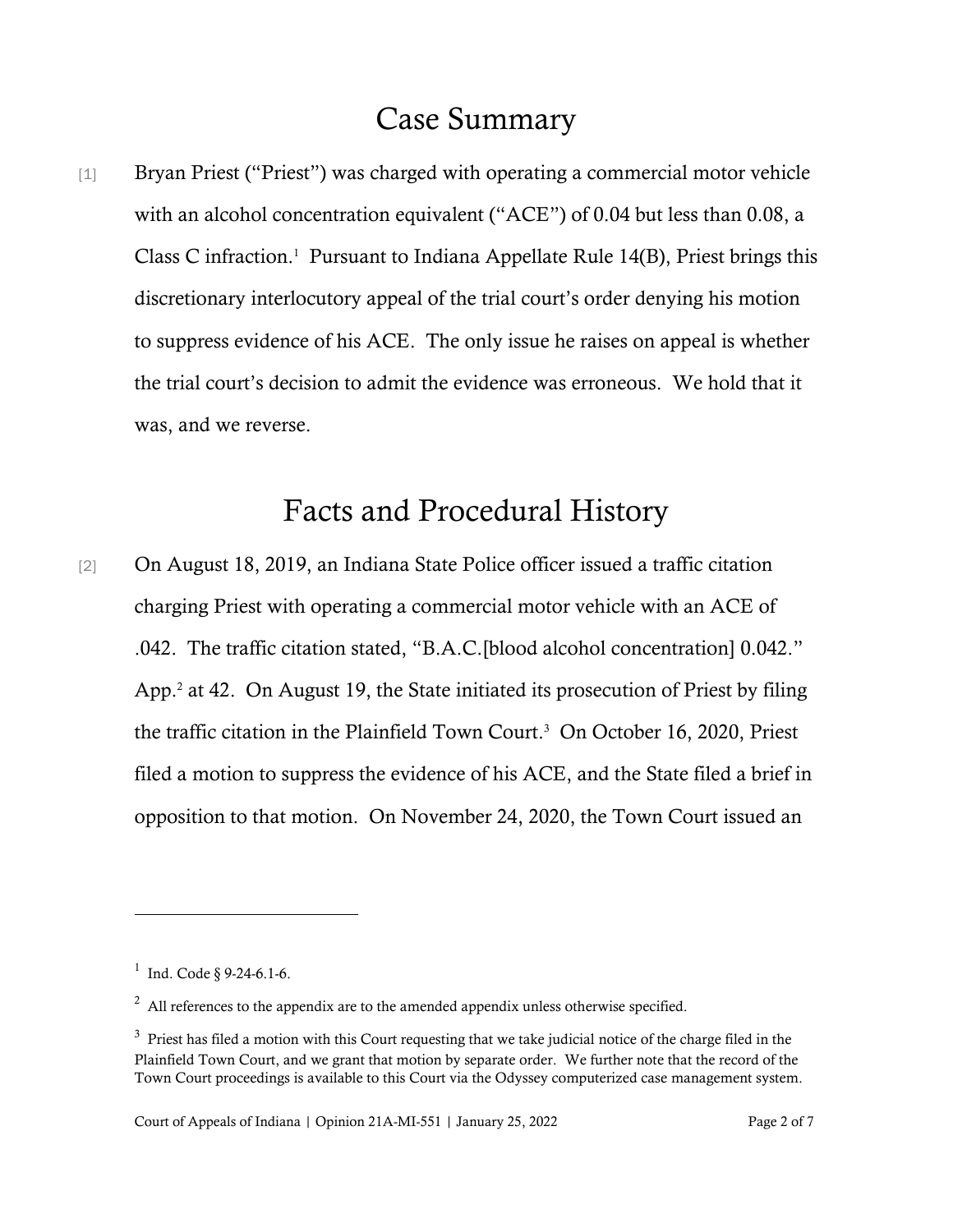# Case Summary

[1] Bryan Priest ("Priest") was charged with operating a commercial motor vehicle with an alcohol concentration equivalent ("ACE") of 0.04 but less than 0.08, a Class C infraction.[1] Pursuant to Indiana Appellate Rule 14(B), Priest brings this discretionary interlocutory appeal of the trial court's order denying his motion to suppress evidence of his ACE. The only issue he raises on appeal is whether the trial court's decision to admit the evidence was erroneous. We hold that it was, and we reverse.

# Facts and Procedural History

[2] On August 18, 2019, an Indiana State Police officer issued a traffic citation charging Priest with operating a commercial motor vehicle with an ACE of .042. The traffic citation stated, "B.A.C.[blood alcohol concentration] 0.042." App.[2] at 42. On August 19, the State initiated its prosecution of Priest by filing the traffic citation in the Plainfield Town Court.[3] On October 16, 2020, Priest filed a motion to suppress the evidence of his ACE, and the State filed a brief in opposition to that motion. On November 24, 2020, the Town Court issued an

---

[1] Ind. Code § 9-24-6.1-6.

[2] All references to the appendix are to the amended appendix unless otherwise specified.

[3] Priest has filed a motion with this Court requesting that we take judicial notice of the charge filed in the Plainfield Town Court, and we grant that motion by separate order. We further note that the record of the Town Court proceedings is available to this Court via the Odyssey computerized case management system.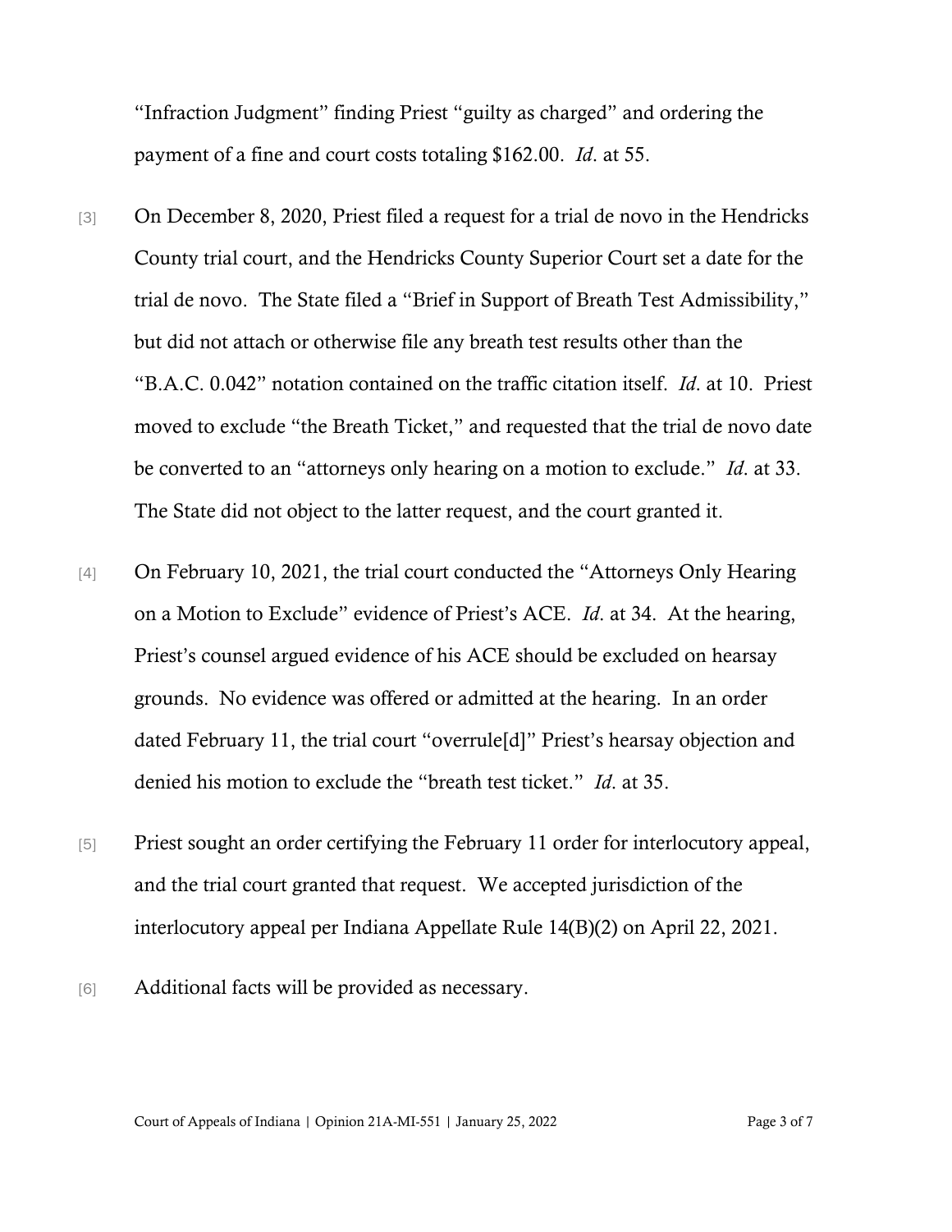"Infraction Judgment" finding Priest "guilty as charged" and ordering the payment of a fine and court costs totaling $162.00. *Id*. at 55.

[3] On December 8, 2020, Priest filed a request for a trial de novo in the Hendricks County trial court, and the Hendricks County Superior Court set a date for the trial de novo. The State filed a "Brief in Support of Breath Test Admissibility," but did not attach or otherwise file any breath test results other than the "B.A.C. 0.042" notation contained on the traffic citation itself. *Id*. at 10. Priest moved to exclude "the Breath Ticket," and requested that the trial de novo date be converted to an "attorneys only hearing on a motion to exclude." *Id*. at 33. The State did not object to the latter request, and the court granted it.

[4] On February 10, 2021, the trial court conducted the "Attorneys Only Hearing on a Motion to Exclude" evidence of Priest's ACE. *Id*. at 34. At the hearing, Priest's counsel argued evidence of his ACE should be excluded on hearsay grounds. No evidence was offered or admitted at the hearing. In an order dated February 11, the trial court "overrule[d]" Priest's hearsay objection and denied his motion to exclude the "breath test ticket." *Id*. at 35.

[5] Priest sought an order certifying the February 11 order for interlocutory appeal, and the trial court granted that request. We accepted jurisdiction of the interlocutory appeal per Indiana Appellate Rule 14(B)(2) on April 22, 2021.

[6] Additional facts will be provided as necessary.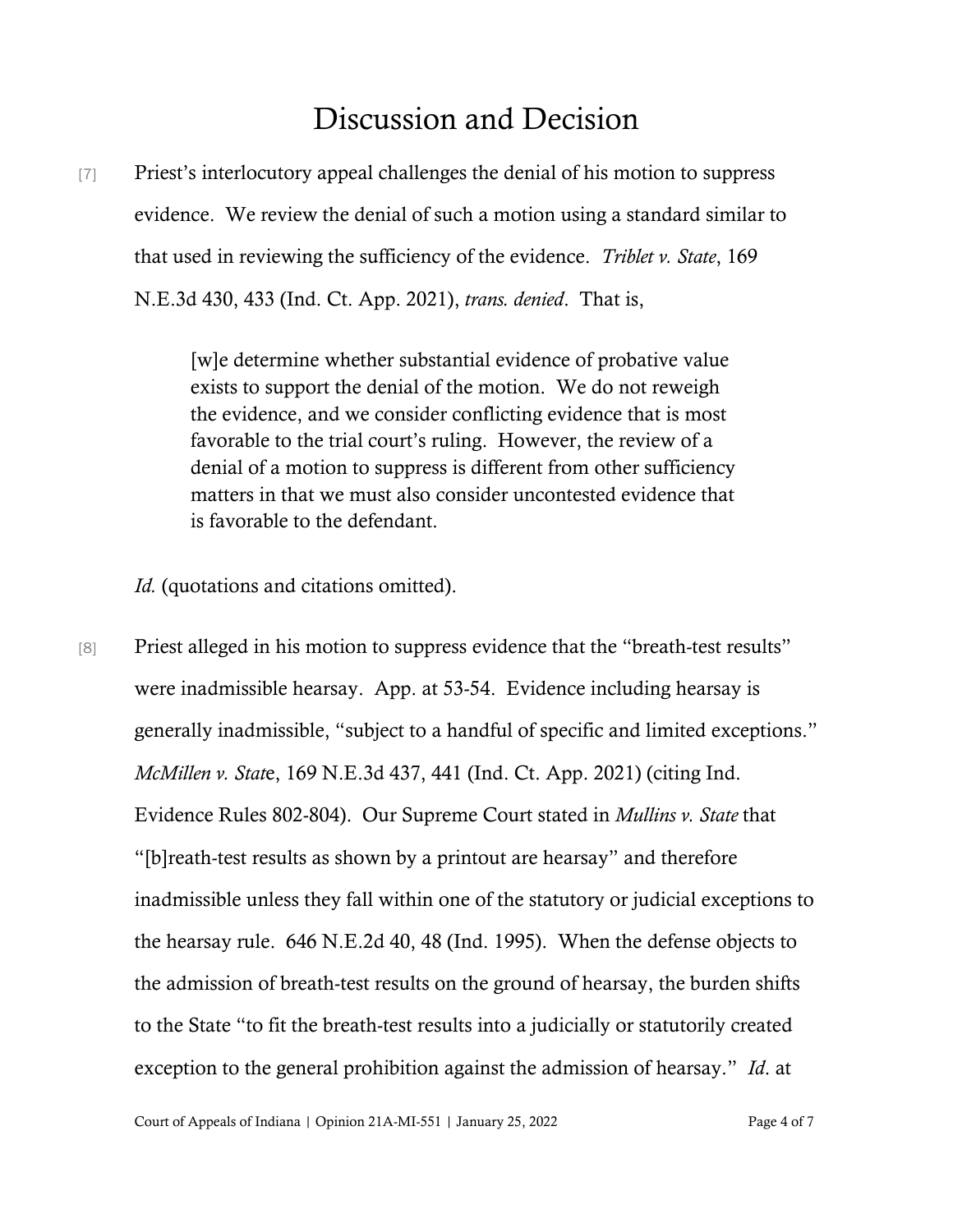# Discussion and Decision

[7] Priest's interlocutory appeal challenges the denial of his motion to suppress evidence. We review the denial of such a motion using a standard similar to that used in reviewing the sufficiency of the evidence. *Triblet v. State*, 169 N.E.3d 430, 433 (Ind. Ct. App. 2021), *trans. denied*. That is,

> [w]e determine whether substantial evidence of probative value exists to support the denial of the motion. We do not reweigh the evidence, and we consider conflicting evidence that is most favorable to the trial court's ruling. However, the review of a denial of a motion to suppress is different from other sufficiency matters in that we must also consider uncontested evidence that is favorable to the defendant.

*Id.* (quotations and citations omitted).

[8] Priest alleged in his motion to suppress evidence that the "breath-test results" were inadmissible hearsay. App. at 53-54. Evidence including hearsay is generally inadmissible, "subject to a handful of specific and limited exceptions." *McMillen v. State*, 169 N.E.3d 437, 441 (Ind. Ct. App. 2021) (citing Ind. Evidence Rules 802-804). Our Supreme Court stated in *Mullins v. State* that "[b]reath-test results as shown by a printout are hearsay" and therefore inadmissible unless they fall within one of the statutory or judicial exceptions to the hearsay rule. 646 N.E.2d 40, 48 (Ind. 1995). When the defense objects to the admission of breath-test results on the ground of hearsay, the burden shifts to the State "to fit the breath-test results into a judicially or statutorily created exception to the general prohibition against the admission of hearsay." *Id*. at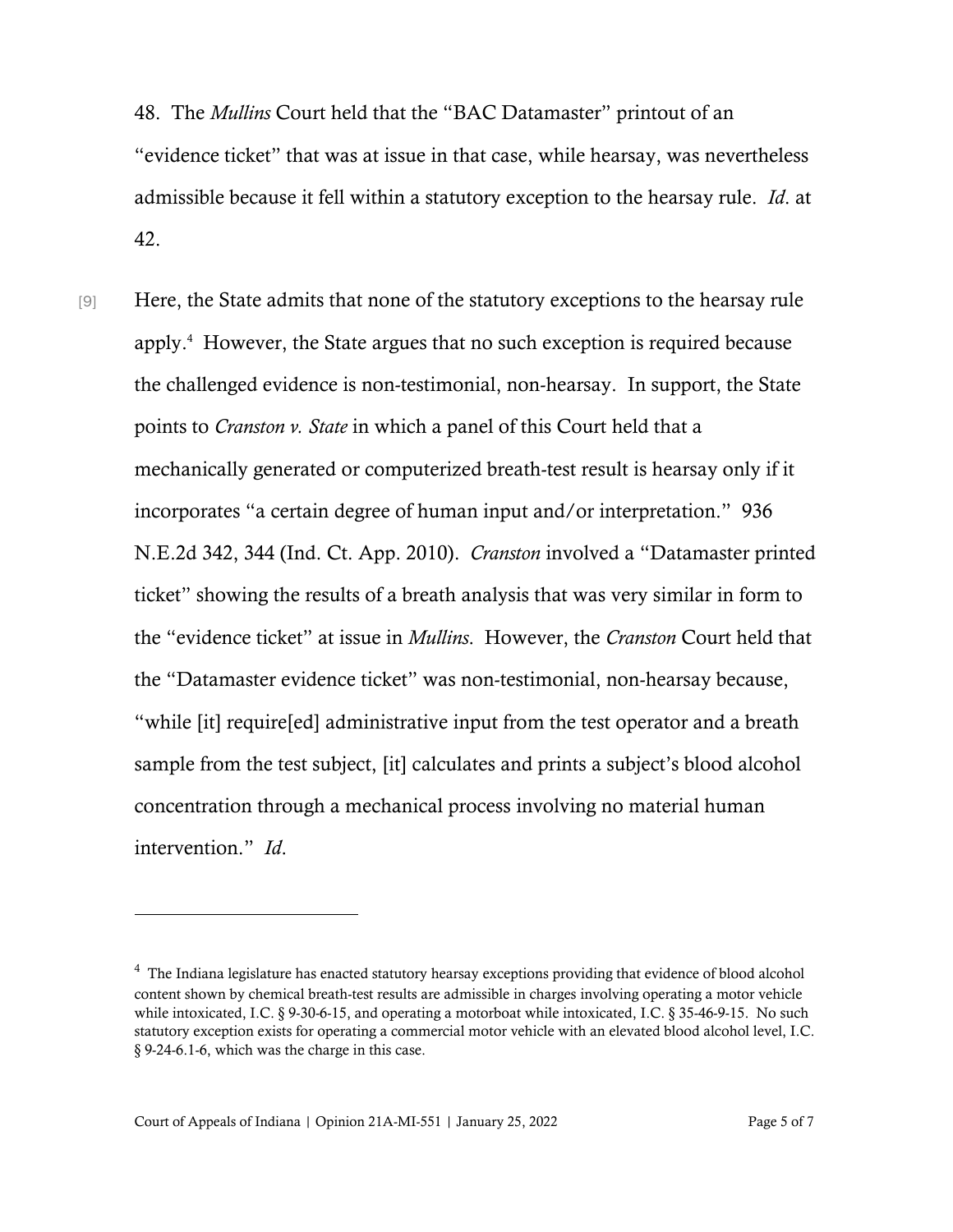48. The *Mullins* Court held that the "BAC Datamaster" printout of an "evidence ticket" that was at issue in that case, while hearsay, was nevertheless admissible because it fell within a statutory exception to the hearsay rule. *Id*. at 42.

[9] Here, the State admits that none of the statutory exceptions to the hearsay rule apply.[4] However, the State argues that no such exception is required because the challenged evidence is non-testimonial, non-hearsay. In support, the State points to *Cranston v. State* in which a panel of this Court held that a mechanically generated or computerized breath-test result is hearsay only if it incorporates "a certain degree of human input and/or interpretation." 936 N.E.2d 342, 344 (Ind. Ct. App. 2010). *Cranston* involved a "Datamaster printed ticket" showing the results of a breath analysis that was very similar in form to the "evidence ticket" at issue in *Mullins*. However, the *Cranston* Court held that the "Datamaster evidence ticket" was non-testimonial, non-hearsay because, "while [it] require[ed] administrative input from the test operator and a breath sample from the test subject, [it] calculates and prints a subject's blood alcohol concentration through a mechanical process involving no material human intervention." *Id*.

---

[4] The Indiana legislature has enacted statutory hearsay exceptions providing that evidence of blood alcohol content shown by chemical breath-test results are admissible in charges involving operating a motor vehicle while intoxicated, I.C. § 9-30-6-15, and operating a motorboat while intoxicated, I.C. § 35-46-9-15. No such statutory exception exists for operating a commercial motor vehicle with an elevated blood alcohol level, I.C. § 9-24-6.1-6, which was the charge in this case.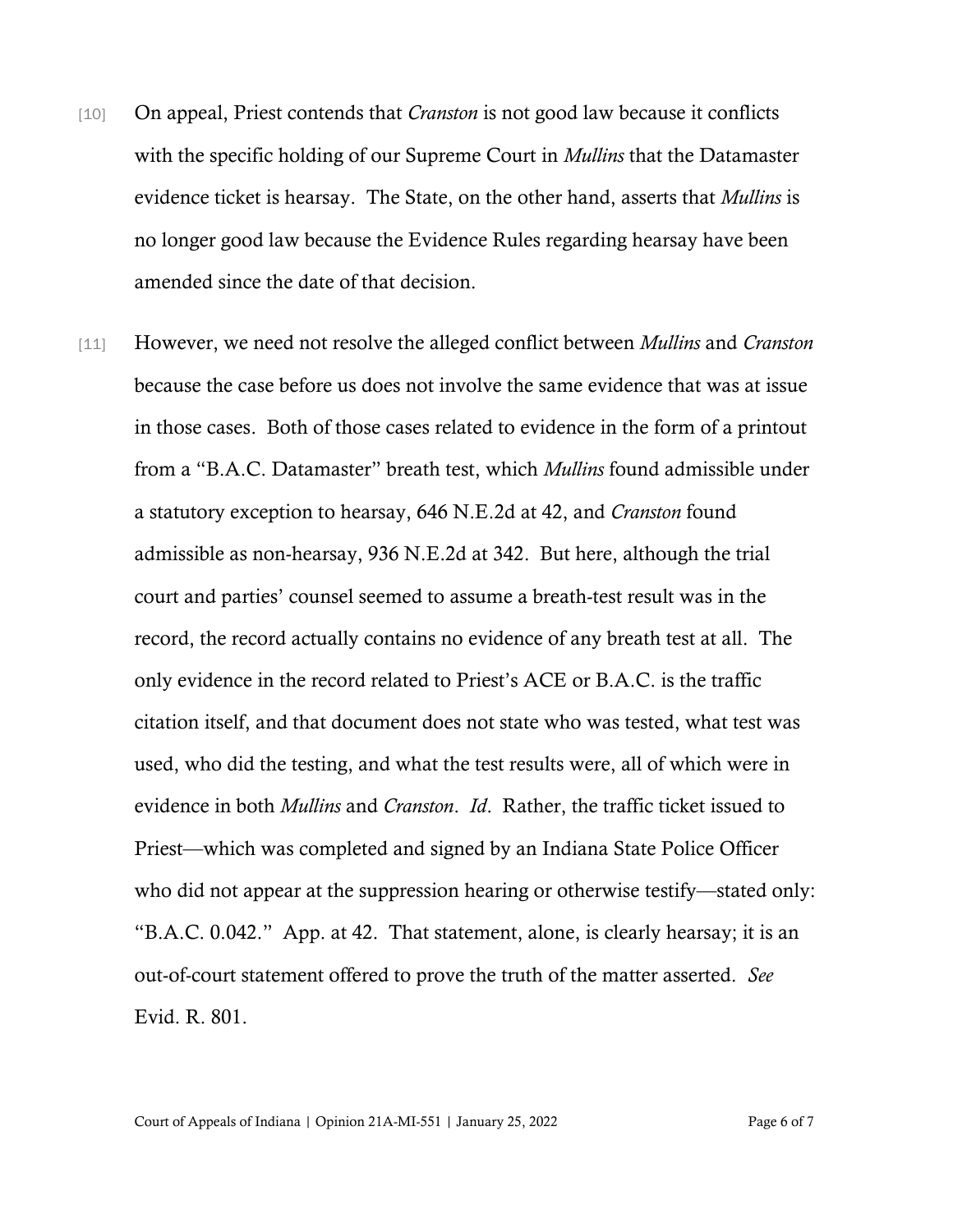[10] On appeal, Priest contends that *Cranston* is not good law because it conflicts with the specific holding of our Supreme Court in *Mullins* that the Datamaster evidence ticket is hearsay. The State, on the other hand, asserts that *Mullins* is no longer good law because the Evidence Rules regarding hearsay have been amended since the date of that decision.

[11] However, we need not resolve the alleged conflict between *Mullins* and *Cranston* because the case before us does not involve the same evidence that was at issue in those cases. Both of those cases related to evidence in the form of a printout from a "B.A.C. Datamaster" breath test, which *Mullins* found admissible under a statutory exception to hearsay, 646 N.E.2d at 42, and *Cranston* found admissible as non-hearsay, 936 N.E.2d at 342. But here, although the trial court and parties' counsel seemed to assume a breath-test result was in the record, the record actually contains no evidence of any breath test at all. The only evidence in the record related to Priest's ACE or B.A.C. is the traffic citation itself, and that document does not state who was tested, what test was used, who did the testing, and what the test results were, all of which were in evidence in both *Mullins* and *Cranston*. *Id*. Rather, the traffic ticket issued to Priest—which was completed and signed by an Indiana State Police Officer who did not appear at the suppression hearing or otherwise testify—stated only: "B.A.C. 0.042." App. at 42. That statement, alone, is clearly hearsay; it is an out-of-court statement offered to prove the truth of the matter asserted. *See* Evid. R. 801.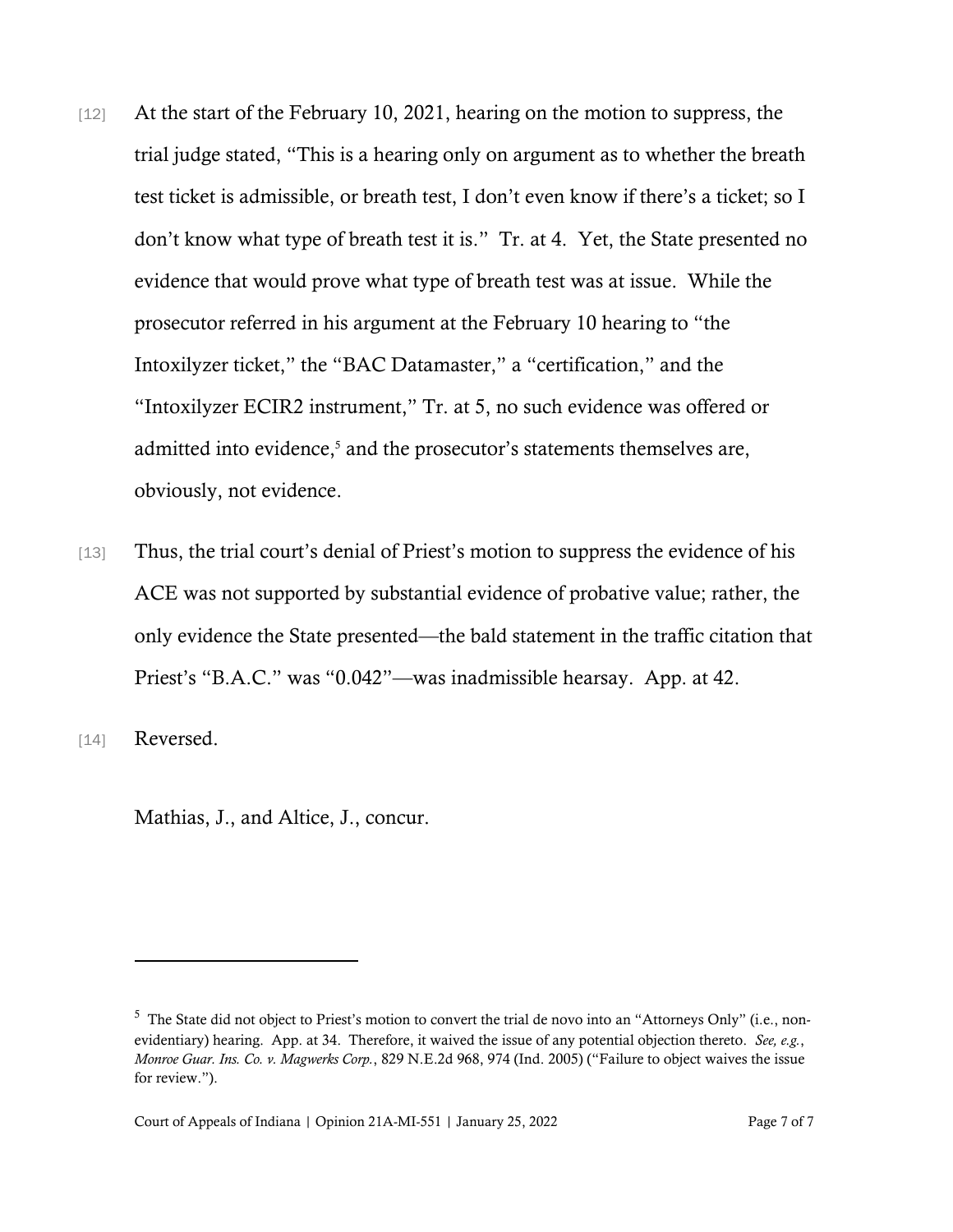[12] At the start of the February 10, 2021, hearing on the motion to suppress, the trial judge stated, "This is a hearing only on argument as to whether the breath test ticket is admissible, or breath test, I don't even know if there's a ticket; so I don't know what type of breath test it is." Tr. at 4. Yet, the State presented no evidence that would prove what type of breath test was at issue. While the prosecutor referred in his argument at the February 10 hearing to "the Intoxilyzer ticket," the "BAC Datamaster," a "certification," and the "Intoxilyzer ECIR2 instrument," Tr. at 5, no such evidence was offered or admitted into evidence,[5] and the prosecutor's statements themselves are, obviously, not evidence.

[13] Thus, the trial court's denial of Priest's motion to suppress the evidence of his ACE was not supported by substantial evidence of probative value; rather, the only evidence the State presented—the bald statement in the traffic citation that Priest's "B.A.C." was "0.042"—was inadmissible hearsay. App. at 42.

[14] Reversed.

Mathias, J., and Altice, J., concur.

---

[5] The State did not object to Priest's motion to convert the trial de novo into an "Attorneys Only" (i.e., non-evidentiary) hearing. App. at 34. Therefore, it waived the issue of any potential objection thereto. *See, e.g.*, *Monroe Guar. Ins. Co. v. Magwerks Corp.*, 829 N.E.2d 968, 974 (Ind. 2005) ("Failure to object waives the issue for review.").